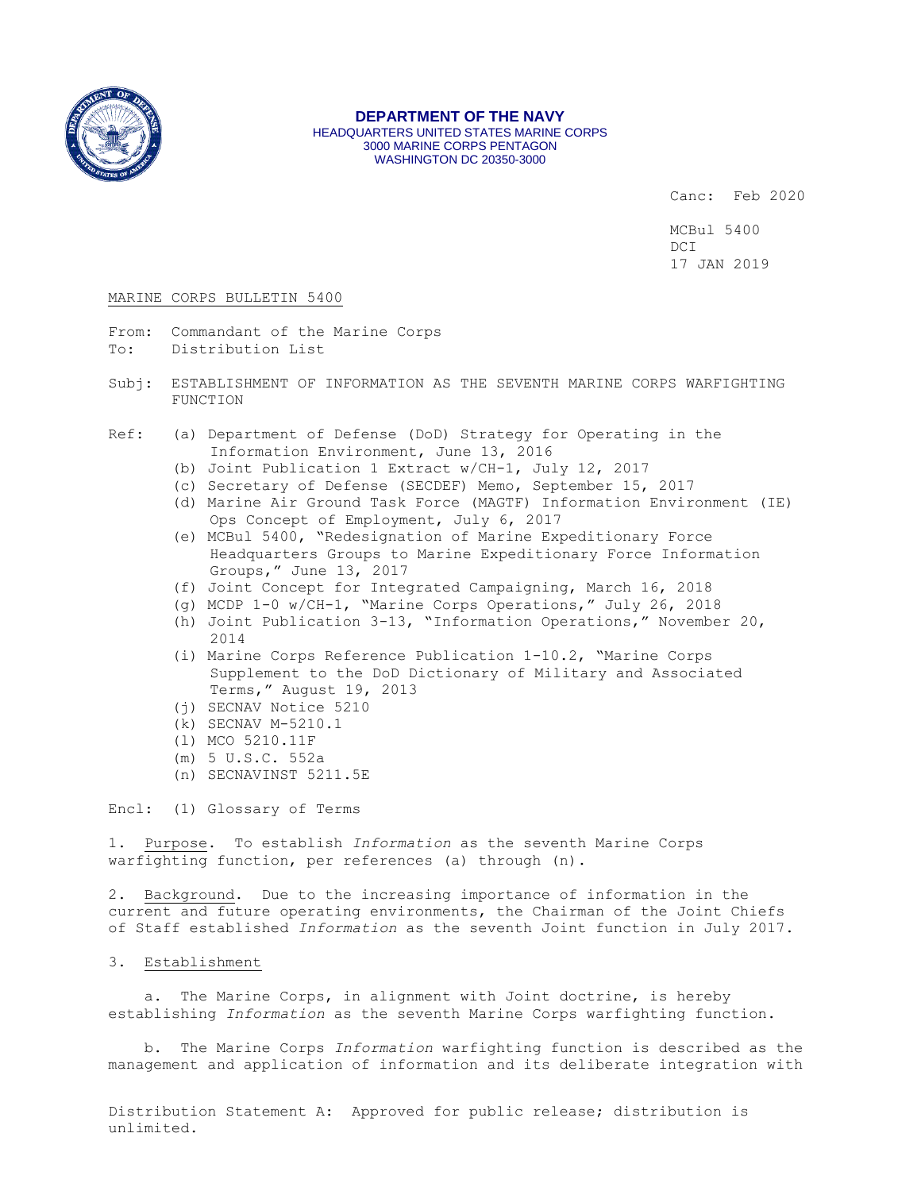**DEPARTMENT OF THE NAVY**
HEADQUARTERS UNITED STATES MARINE CORPS
3000 MARINE CORPS PENTAGON
WASHINGTON DC 20350-3000

Canc: Feb 2020

MCBul 5400
DCI
17 JAN 2019

MARINE CORPS BULLETIN 5400

From: Commandant of the Marine Corps
To: Distribution List

Subj: ESTABLISHMENT OF INFORMATION AS THE SEVENTH MARINE CORPS WARFIGHTING FUNCTION

Ref:
(a) Department of Defense (DoD) Strategy for Operating in the Information Environment, June 13, 2016
(b) Joint Publication 1 Extract w/CH-1, July 12, 2017
(c) Secretary of Defense (SECDEF) Memo, September 15, 2017
(d) Marine Air Ground Task Force (MAGTF) Information Environment (IE) Ops Concept of Employment, July 6, 2017
(e) MCBul 5400, "Redesignation of Marine Expeditionary Force Headquarters Groups to Marine Expeditionary Force Information Groups," June 13, 2017
(f) Joint Concept for Integrated Campaigning, March 16, 2018
(g) MCDP 1-0 w/CH-1, "Marine Corps Operations," July 26, 2018
(h) Joint Publication 3-13, "Information Operations," November 20, 2014
(i) Marine Corps Reference Publication 1-10.2, "Marine Corps Supplement to the DoD Dictionary of Military and Associated Terms," August 19, 2013
(j) SECNAV Notice 5210
(k) SECNAV M-5210.1
(l) MCO 5210.11F
(m) 5 U.S.C. 552a
(n) SECNAVINST 5211.5E

Encl: (1) Glossary of Terms

1. Purpose. To establish *Information* as the seventh Marine Corps warfighting function, per references (a) through (n).

2. Background. Due to the increasing importance of information in the current and future operating environments, the Chairman of the Joint Chiefs of Staff established *Information* as the seventh Joint function in July 2017.

3. Establishment

a. The Marine Corps, in alignment with Joint doctrine, is hereby establishing *Information* as the seventh Marine Corps warfighting function.

b. The Marine Corps *Information* warfighting function is described as the management and application of information and its deliberate integration with

Distribution Statement A: Approved for public release; distribution is unlimited.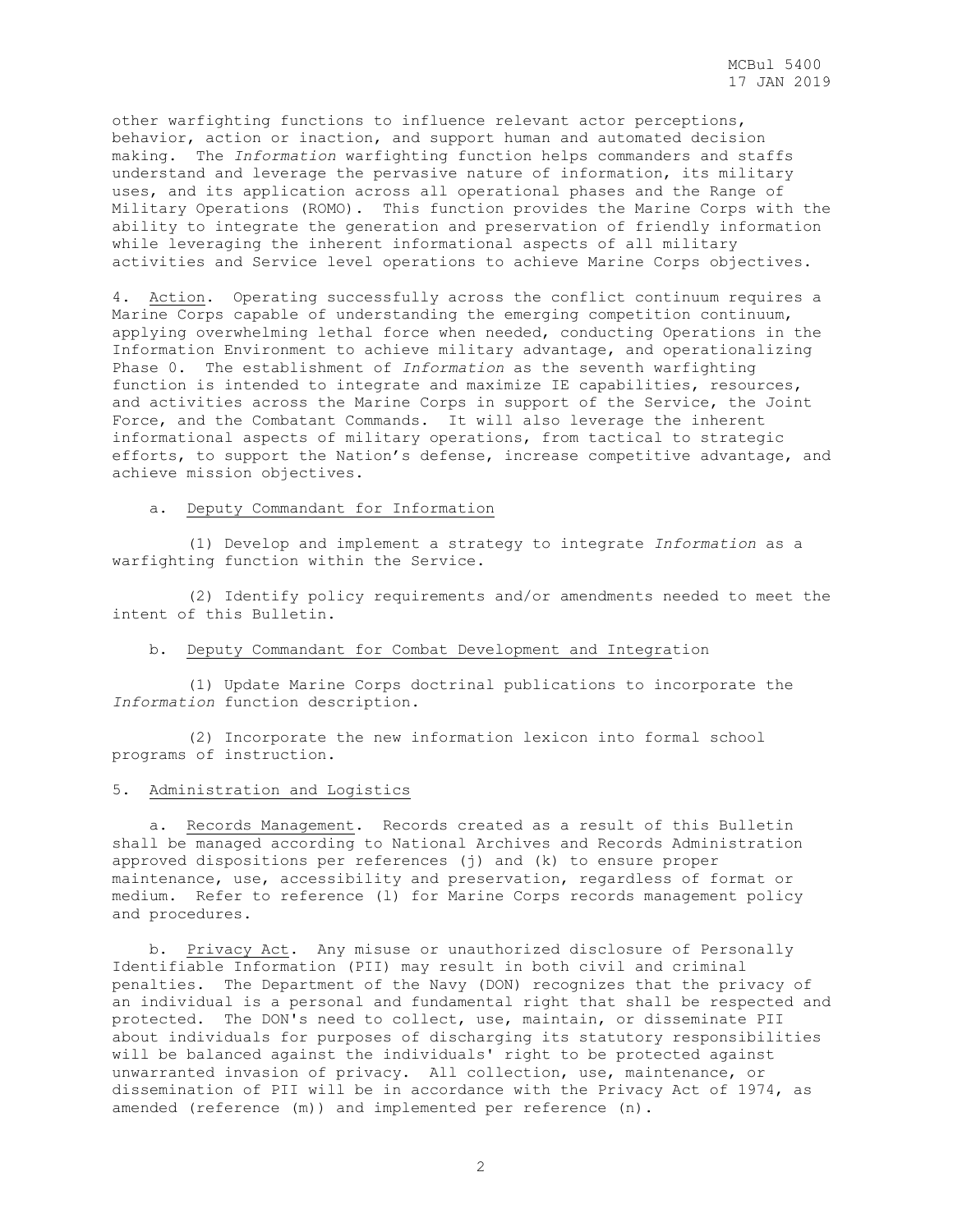other warfighting functions to influence relevant actor perceptions, behavior, action or inaction, and support human and automated decision making. The *Information* warfighting function helps commanders and staffs understand and leverage the pervasive nature of information, its military uses, and its application across all operational phases and the Range of Military Operations (ROMO). This function provides the Marine Corps with the ability to integrate the generation and preservation of friendly information while leveraging the inherent informational aspects of all military activities and Service level operations to achieve Marine Corps objectives.

4. Action. Operating successfully across the conflict continuum requires a Marine Corps capable of understanding the emerging competition continuum, applying overwhelming lethal force when needed, conducting Operations in the Information Environment to achieve military advantage, and operationalizing Phase 0. The establishment of *Information* as the seventh warfighting function is intended to integrate and maximize IE capabilities, resources, and activities across the Marine Corps in support of the Service, the Joint Force, and the Combatant Commands. It will also leverage the inherent informational aspects of military operations, from tactical to strategic efforts, to support the Nation's defense, increase competitive advantage, and achieve mission objectives.

a. Deputy Commandant for Information

(1) Develop and implement a strategy to integrate *Information* as a warfighting function within the Service.

(2) Identify policy requirements and/or amendments needed to meet the intent of this Bulletin.

b. Deputy Commandant for Combat Development and Integration

(1) Update Marine Corps doctrinal publications to incorporate the *Information* function description.

(2) Incorporate the new information lexicon into formal school programs of instruction.

5. Administration and Logistics

a. Records Management. Records created as a result of this Bulletin shall be managed according to National Archives and Records Administration approved dispositions per references (j) and (k) to ensure proper maintenance, use, accessibility and preservation, regardless of format or medium. Refer to reference (l) for Marine Corps records management policy and procedures.

b. Privacy Act. Any misuse or unauthorized disclosure of Personally Identifiable Information (PII) may result in both civil and criminal penalties. The Department of the Navy (DON) recognizes that the privacy of an individual is a personal and fundamental right that shall be respected and protected. The DON's need to collect, use, maintain, or disseminate PII about individuals for purposes of discharging its statutory responsibilities will be balanced against the individuals' right to be protected against unwarranted invasion of privacy. All collection, use, maintenance, or dissemination of PII will be in accordance with the Privacy Act of 1974, as amended (reference (m)) and implemented per reference (n).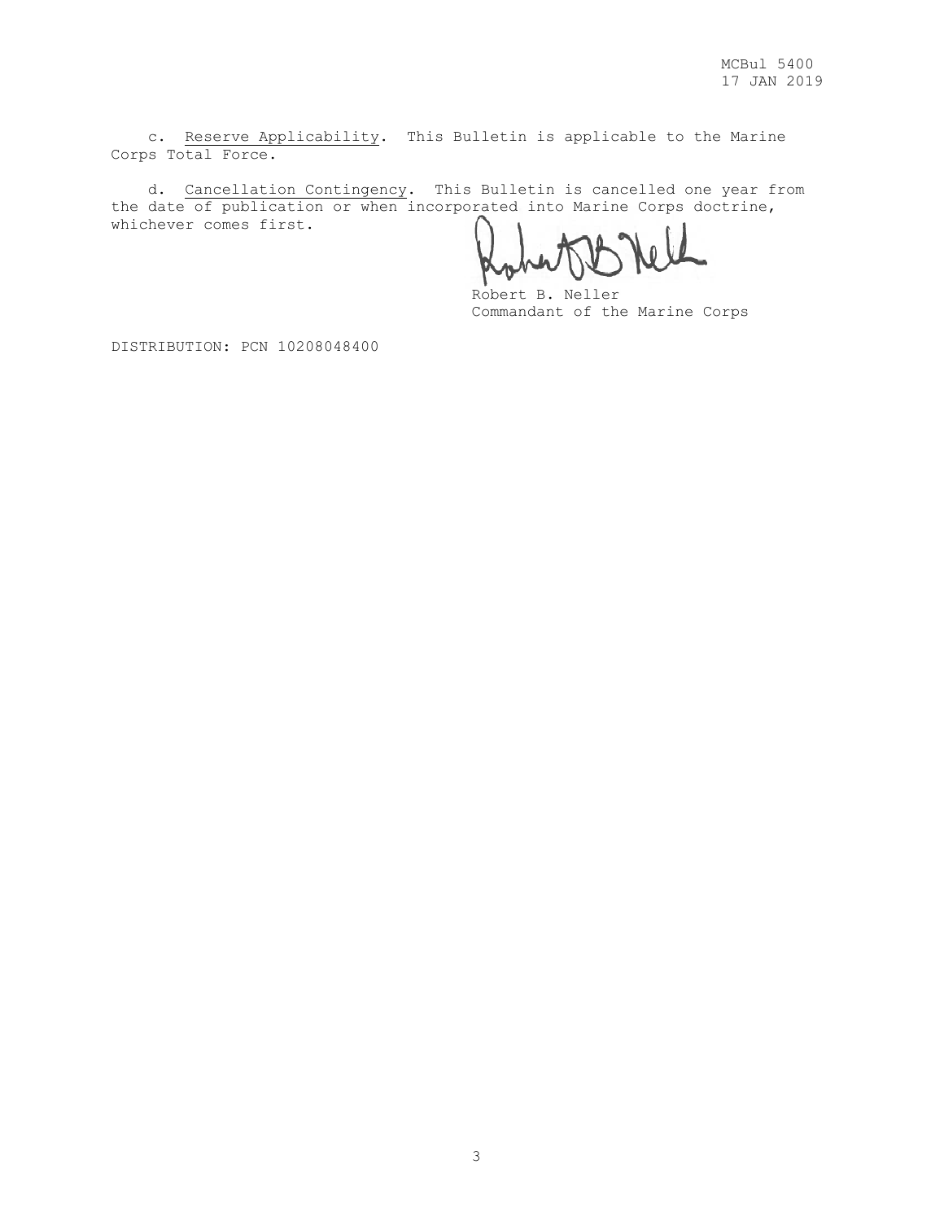c. Reserve Applicability. This Bulletin is applicable to the Marine Corps Total Force.

d. Cancellation Contingency. This Bulletin is cancelled one year from the date of publication or when incorporated into Marine Corps doctrine, whichever comes first.

Robert B. Neller
Commandant of the Marine Corps

DISTRIBUTION: PCN 10208048400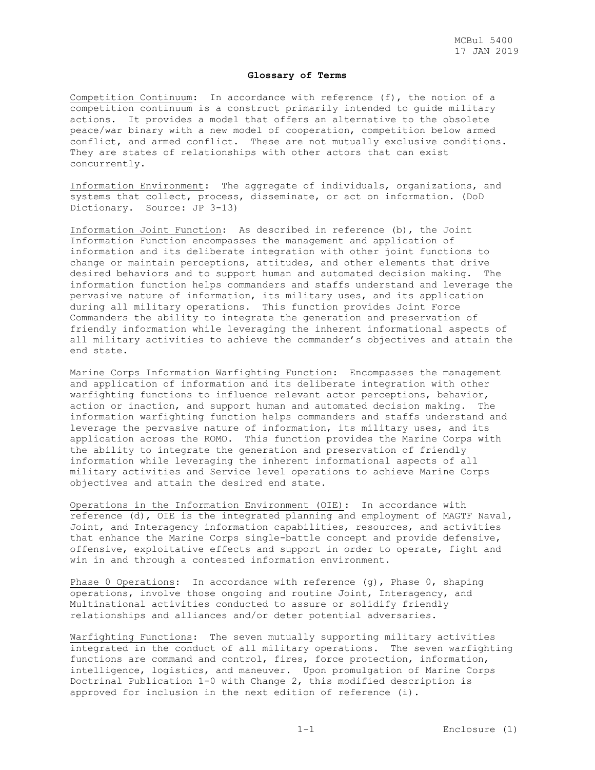**Glossary of Terms**

Competition Continuum: In accordance with reference (f), the notion of a competition continuum is a construct primarily intended to guide military actions. It provides a model that offers an alternative to the obsolete peace/war binary with a new model of cooperation, competition below armed conflict, and armed conflict. These are not mutually exclusive conditions. They are states of relationships with other actors that can exist concurrently.

Information Environment: The aggregate of individuals, organizations, and systems that collect, process, disseminate, or act on information. (DoD Dictionary. Source: JP 3-13)

Information Joint Function: As described in reference (b), the Joint Information Function encompasses the management and application of information and its deliberate integration with other joint functions to change or maintain perceptions, attitudes, and other elements that drive desired behaviors and to support human and automated decision making. The information function helps commanders and staffs understand and leverage the pervasive nature of information, its military uses, and its application during all military operations. This function provides Joint Force Commanders the ability to integrate the generation and preservation of friendly information while leveraging the inherent informational aspects of all military activities to achieve the commander's objectives and attain the end state.

Marine Corps Information Warfighting Function: Encompasses the management and application of information and its deliberate integration with other warfighting functions to influence relevant actor perceptions, behavior, action or inaction, and support human and automated decision making. The information warfighting function helps commanders and staffs understand and leverage the pervasive nature of information, its military uses, and its application across the ROMO. This function provides the Marine Corps with the ability to integrate the generation and preservation of friendly information while leveraging the inherent informational aspects of all military activities and Service level operations to achieve Marine Corps objectives and attain the desired end state.

Operations in the Information Environment (OIE): In accordance with reference (d), OIE is the integrated planning and employment of MAGTF Naval, Joint, and Interagency information capabilities, resources, and activities that enhance the Marine Corps single-battle concept and provide defensive, offensive, exploitative effects and support in order to operate, fight and win in and through a contested information environment.

Phase 0 Operations: In accordance with reference (g), Phase 0, shaping operations, involve those ongoing and routine Joint, Interagency, and Multinational activities conducted to assure or solidify friendly relationships and alliances and/or deter potential adversaries.

Warfighting Functions: The seven mutually supporting military activities integrated in the conduct of all military operations. The seven warfighting functions are command and control, fires, force protection, information, intelligence, logistics, and maneuver. Upon promulgation of Marine Corps Doctrinal Publication 1-0 with Change 2, this modified description is approved for inclusion in the next edition of reference (i).

Enclosure (1)